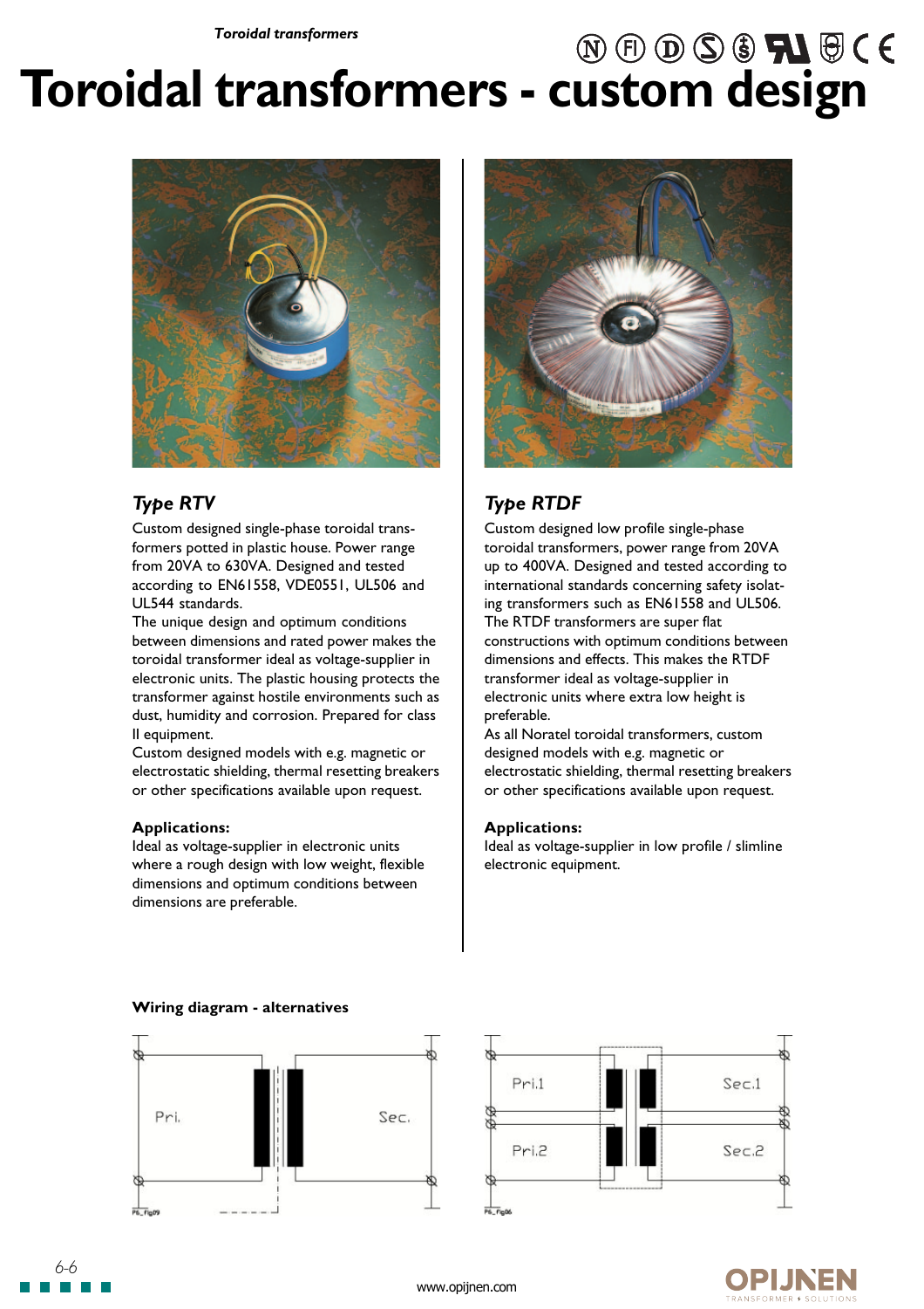# Toroidal transformers - custom design

### *Type RTV*

Custom designed single-phase toroidal transformers potted in plastic house. Power range from 20VA to 630VA. Designed and tested according to EN61558, VDE0551, UL506 and UL544 standards.

The unique design and optimum conditions between dimensions and rated power makes the toroidal transformer ideal as voltage-supplier in electronic units. The plastic housing protects the transformer against hostile environments such as dust, humidity and corrosion. Prepared for class II equipment.

Custom designed models with e.g. magnetic or electrostatic shielding, thermal resetting breakers or other specifications available upon request.

**Applications:**
Ideal as voltage-supplier in electronic units where a rough design with low weight, flexible dimensions and optimum conditions between dimensions are preferable.

### *Type RTDF*

Custom designed low profile single-phase toroidal transformers, power range from 20VA up to 400VA. Designed and tested according to international standards concerning safety isolating transformers such as EN61558 and UL506.

The RTDF transformers are super flat constructions with optimum conditions between dimensions and effects. This makes the RTDF transformer ideal as voltage-supplier in electronic units where extra low height is preferable.

As all Noratel toroidal transformers, custom designed models with e.g. magnetic or electrostatic shielding, thermal resetting breakers or other specifications available upon request.

**Applications:**
Ideal as voltage-supplier in low profile / slimline electronic equipment.

**Wiring diagram - alternatives**

Pri. Sec.

P6_Fig09

Pri.1 Sec.1
Pri.2 Sec.2

P6_Fig06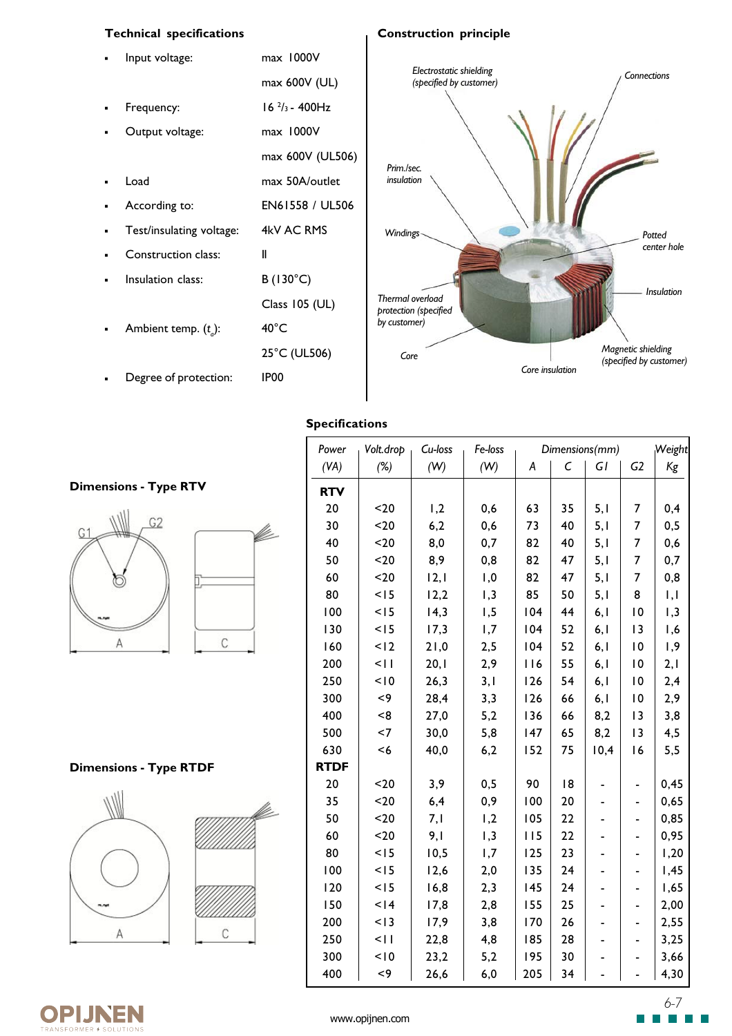## Technical specifications

- Input voltage: max 1000V
  max 600V (UL)
- Frequency: 16 $^{2}/_{3}$ - 400Hz
- Output voltage: max 1000V
  max 600V (UL506)
- Load max 50A/outlet
- According to: EN61558 / UL506
- Test/insulating voltage: 4kV AC RMS
- Construction class: II
- Insulation class: B (130°C)
  Class 105 (UL)
- Ambient temp. ($t_a$): 40°C
  25°C (UL506)
- Degree of protection: IP00

## Construction principle

Electrostatic shielding (specified by customer)

Connections

Prim./sec. insulation

Windings

Potted center hole

Insulation

Thermal overload protection (specified by customer)

Core

Core insulation

Magnetic shielding (specified by customer)

## Dimensions - Type RTV

G1 G2

A C

## Dimensions - Type RTDF

A C

## Specifications

| Power (VA) | Volt.drop (%) | Cu-loss (W) | Fe-loss (W) | Dimensions(mm) A | C | G1 | G2 | Weight Kg |
|---|---|---|---|---|---|---|---|---|
| **RTV** | | | | | | | | |
| 20 | <20 | 1,2 | 0,6 | 63 | 35 | 5,1 | 7 | 0,4 |
| 30 | <20 | 6,2 | 0,6 | 73 | 40 | 5,1 | 7 | 0,5 |
| 40 | <20 | 8,0 | 0,7 | 82 | 40 | 5,1 | 7 | 0,6 |
| 50 | <20 | 8,9 | 0,8 | 82 | 47 | 5,1 | 7 | 0,7 |
| 60 | <20 | 12,1 | 1,0 | 82 | 47 | 5,1 | 7 | 0,8 |
| 80 | <15 | 12,2 | 1,3 | 85 | 50 | 5,1 | 8 | 1,1 |
| 100 | <15 | 14,3 | 1,5 | 104 | 44 | 6,1 | 10 | 1,3 |
| 130 | <15 | 17,3 | 1,7 | 104 | 52 | 6,1 | 13 | 1,6 |
| 160 | <12 | 21,0 | 2,5 | 104 | 52 | 6,1 | 10 | 1,9 |
| 200 | <11 | 20,1 | 2,9 | 116 | 55 | 6,1 | 10 | 2,1 |
| 250 | <10 | 26,3 | 3,1 | 126 | 54 | 6,1 | 10 | 2,4 |
| 300 | <9 | 28,4 | 3,3 | 126 | 66 | 6,1 | 10 | 2,9 |
| 400 | <8 | 27,0 | 5,2 | 136 | 66 | 8,2 | 13 | 3,8 |
| 500 | <7 | 30,0 | 5,8 | 147 | 65 | 8,2 | 13 | 4,5 |
| 630 | <6 | 40,0 | 6,2 | 152 | 75 | 10,4 | 16 | 5,5 |
| **RTDF** | | | | | | | | |
| 20 | <20 | 3,9 | 0,5 | 90 | 18 | - | - | 0,45 |
| 35 | <20 | 6,4 | 0,9 | 100 | 20 | - | - | 0,65 |
| 50 | <20 | 7,1 | 1,2 | 105 | 22 | - | - | 0,85 |
| 60 | <20 | 9,1 | 1,3 | 115 | 22 | - | - | 0,95 |
| 80 | <15 | 10,5 | 1,7 | 125 | 23 | - | - | 1,20 |
| 100 | <15 | 12,6 | 2,0 | 135 | 24 | - | - | 1,45 |
| 120 | <15 | 16,8 | 2,3 | 145 | 24 | - | - | 1,65 |
| 150 | <14 | 17,8 | 2,8 | 155 | 25 | - | - | 2,00 |
| 200 | <13 | 17,9 | 3,8 | 170 | 26 | - | - | 2,55 |
| 250 | <11 | 22,8 | 4,8 | 185 | 28 | - | - | 3,25 |
| 300 | <10 | 23,2 | 5,2 | 195 | 30 | - | - | 3,66 |
| 400 | <9 | 26,6 | 6,0 | 205 | 34 | - | - | 4,30 |

OPIJNEN TRANSFORMER SOLUTIONS

www.opijnen.com